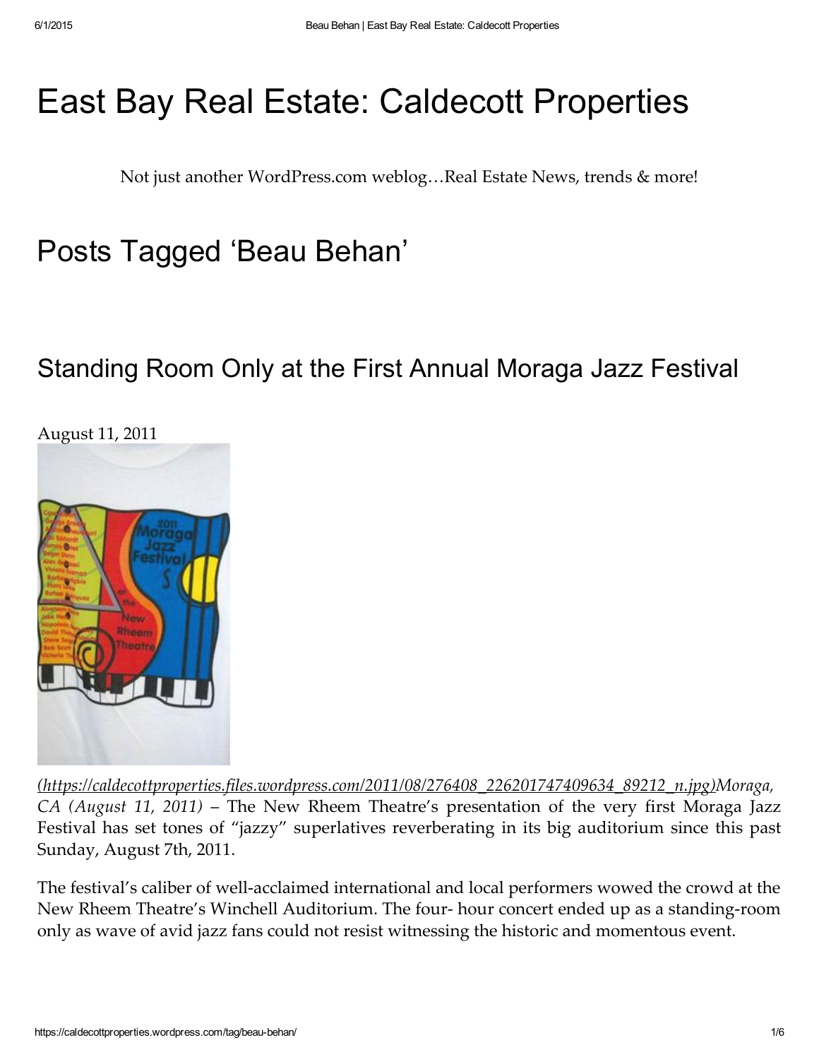# East Bay Real Estate: Caldecott Properties

Not just another WordPress.com weblog…Real Estate News, trends & more!

## Posts Tagged 'Beau Behan'

### Standing Room Only at the First Annual Moraga Jazz Festival

August 11, 2011

*(https://caldecottproperties.files.wordpress.com/2011/08/276408_226201747409634_89212_n.jpg)Moraga, CA (August 11, 2011)* – The New Rheem Theatre's presentation of the very first Moraga Jazz Festival has set tones of "jazzy" superlatives reverberating in its big auditorium since this past Sunday, August 7th, 2011.

The festival's caliber of well-acclaimed international and local performers wowed the crowd at the New Rheem Theatre's Winchell Auditorium. The four- hour concert ended up as a standing-room only as wave of avid jazz fans could not resist witnessing the historic and momentous event.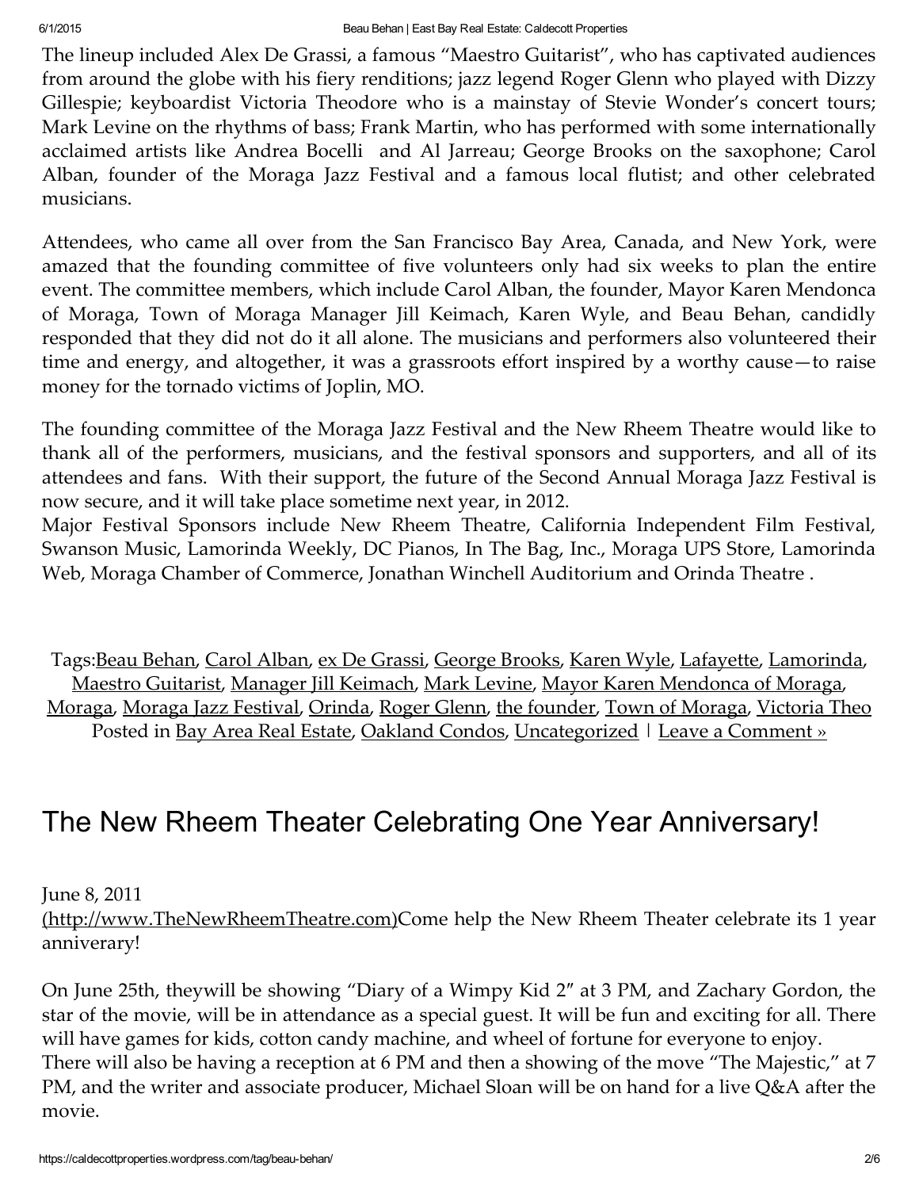The lineup included Alex De Grassi, a famous "Maestro Guitarist", who has captivated audiences from around the globe with his fiery renditions; jazz legend Roger Glenn who played with Dizzy Gillespie; keyboardist Victoria Theodore who is a mainstay of Stevie Wonder's concert tours; Mark Levine on the rhythms of bass; Frank Martin, who has performed with some internationally acclaimed artists like Andrea Bocelli and Al Jarreau; George Brooks on the saxophone; Carol Alban, founder of the Moraga Jazz Festival and a famous local flutist; and other celebrated musicians.

Attendees, who came all over from the San Francisco Bay Area, Canada, and New York, were amazed that the founding committee of five volunteers only had six weeks to plan the entire event. The committee members, which include Carol Alban, the founder, Mayor Karen Mendonca of Moraga, Town of Moraga Manager Jill Keimach, Karen Wyle, and Beau Behan, candidly responded that they did not do it all alone. The musicians and performers also volunteered their time and energy, and altogether, it was a grassroots effort inspired by a worthy cause—to raise money for the tornado victims of Joplin, MO.

The founding committee of the Moraga Jazz Festival and the New Rheem Theatre would like to thank all of the performers, musicians, and the festival sponsors and supporters, and all of its attendees and fans. With their support, the future of the Second Annual Moraga Jazz Festival is now secure, and it will take place sometime next year, in 2012.
Major Festival Sponsors include New Rheem Theatre, California Independent Film Festival, Swanson Music, Lamorinda Weekly, DC Pianos, In The Bag, Inc., Moraga UPS Store, Lamorinda Web, Moraga Chamber of Commerce, Jonathan Winchell Auditorium and Orinda Theatre .

Tags:Beau Behan, Carol Alban, ex De Grassi, George Brooks, Karen Wyle, Lafayette, Lamorinda, Maestro Guitarist, Manager Jill Keimach, Mark Levine, Mayor Karen Mendonca of Moraga, Moraga, Moraga Jazz Festival, Orinda, Roger Glenn, the founder, Town of Moraga, Victoria Theo
Posted in Bay Area Real Estate, Oakland Condos, Uncategorized | Leave a Comment »

## The New Rheem Theater Celebrating One Year Anniversary!

June 8, 2011
(http://www.TheNewRheemTheatre.com)Come help the New Rheem Theater celebrate its 1 year anniverary!

On June 25th, theywill be showing "Diary of a Wimpy Kid 2" at 3 PM, and Zachary Gordon, the star of the movie, will be in attendance as a special guest. It will be fun and exciting for all. There will have games for kids, cotton candy machine, and wheel of fortune for everyone to enjoy.
There will also be having a reception at 6 PM and then a showing of the move "The Majestic," at 7 PM, and the writer and associate producer, Michael Sloan will be on hand for a live Q&A after the movie.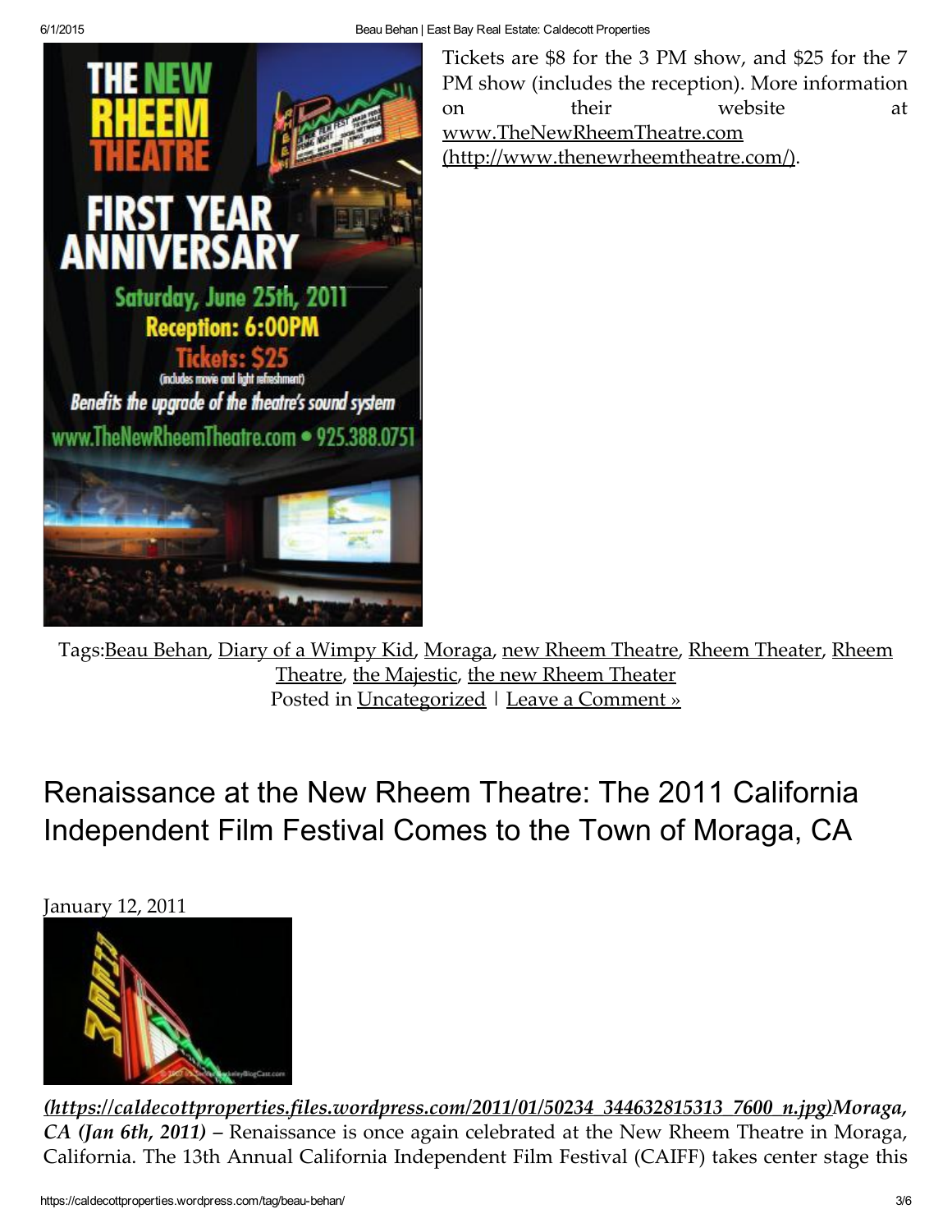Tickets are $8 for the 3 PM show, and $25 for the 7 PM show (includes the reception). More information on their website at www.TheNewRheemTheatre.com (http://www.thenewrheemtheatre.com/).

Tags: Beau Behan, Diary of a Wimpy Kid, Moraga, new Rheem Theatre, Rheem Theater, Rheem Theatre, the Majestic, the new Rheem Theater
Posted in Uncategorized | Leave a Comment »

# Renaissance at the New Rheem Theatre: The 2011 California Independent Film Festival Comes to the Town of Moraga, CA

January 12, 2011

*(https://caldecottproperties.files.wordpress.com/2011/01/50234_344632815313_7600_n.jpg)* ***Moraga, CA (Jan 6th, 2011)*** – Renaissance is once again celebrated at the New Rheem Theatre in Moraga, California. The 13th Annual California Independent Film Festival (CAIFF) takes center stage this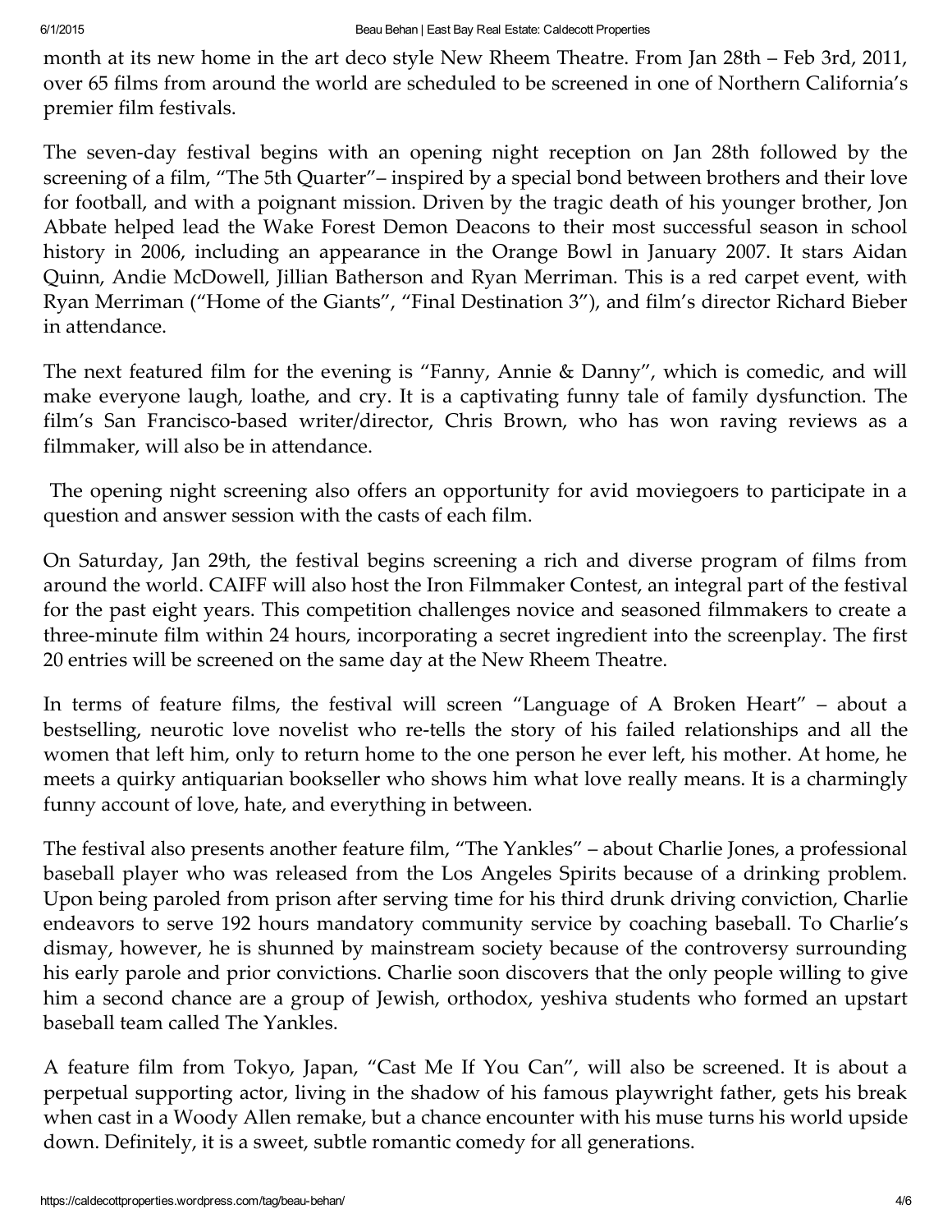month at its new home in the art deco style New Rheem Theatre. From Jan 28th – Feb 3rd, 2011, over 65 films from around the world are scheduled to be screened in one of Northern California's premier film festivals.

The seven-day festival begins with an opening night reception on Jan 28th followed by the screening of a film, "The 5th Quarter"– inspired by a special bond between brothers and their love for football, and with a poignant mission. Driven by the tragic death of his younger brother, Jon Abbate helped lead the Wake Forest Demon Deacons to their most successful season in school history in 2006, including an appearance in the Orange Bowl in January 2007. It stars Aidan Quinn, Andie McDowell, Jillian Batherson and Ryan Merriman. This is a red carpet event, with Ryan Merriman ("Home of the Giants", "Final Destination 3"), and film's director Richard Bieber in attendance.

The next featured film for the evening is "Fanny, Annie & Danny", which is comedic, and will make everyone laugh, loathe, and cry. It is a captivating funny tale of family dysfunction. The film's San Francisco-based writer/director, Chris Brown, who has won raving reviews as a filmmaker, will also be in attendance.

The opening night screening also offers an opportunity for avid moviegoers to participate in a question and answer session with the casts of each film.

On Saturday, Jan 29th, the festival begins screening a rich and diverse program of films from around the world. CAIFF will also host the Iron Filmmaker Contest, an integral part of the festival for the past eight years. This competition challenges novice and seasoned filmmakers to create a three-minute film within 24 hours, incorporating a secret ingredient into the screenplay. The first 20 entries will be screened on the same day at the New Rheem Theatre.

In terms of feature films, the festival will screen "Language of A Broken Heart" – about a bestselling, neurotic love novelist who re-tells the story of his failed relationships and all the women that left him, only to return home to the one person he ever left, his mother. At home, he meets a quirky antiquarian bookseller who shows him what love really means. It is a charmingly funny account of love, hate, and everything in between.

The festival also presents another feature film, "The Yankles" – about Charlie Jones, a professional baseball player who was released from the Los Angeles Spirits because of a drinking problem. Upon being paroled from prison after serving time for his third drunk driving conviction, Charlie endeavors to serve 192 hours mandatory community service by coaching baseball. To Charlie's dismay, however, he is shunned by mainstream society because of the controversy surrounding his early parole and prior convictions. Charlie soon discovers that the only people willing to give him a second chance are a group of Jewish, orthodox, yeshiva students who formed an upstart baseball team called The Yankles.

A feature film from Tokyo, Japan, "Cast Me If You Can", will also be screened. It is about a perpetual supporting actor, living in the shadow of his famous playwright father, gets his break when cast in a Woody Allen remake, but a chance encounter with his muse turns his world upside down. Definitely, it is a sweet, subtle romantic comedy for all generations.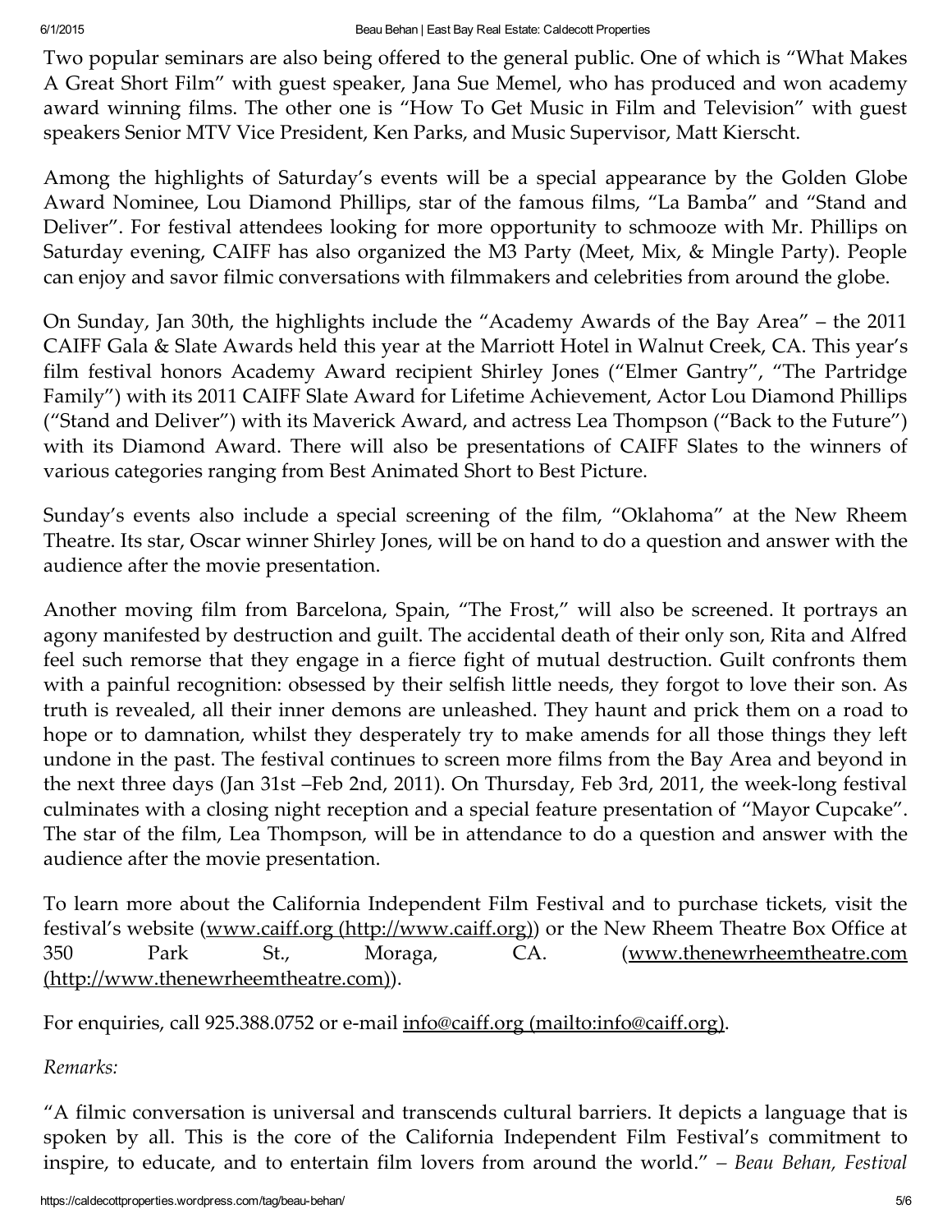Two popular seminars are also being offered to the general public. One of which is "What Makes A Great Short Film" with guest speaker, Jana Sue Memel, who has produced and won academy award winning films. The other one is "How To Get Music in Film and Television" with guest speakers Senior MTV Vice President, Ken Parks, and Music Supervisor, Matt Kierscht.

Among the highlights of Saturday's events will be a special appearance by the Golden Globe Award Nominee, Lou Diamond Phillips, star of the famous films, "La Bamba" and "Stand and Deliver". For festival attendees looking for more opportunity to schmooze with Mr. Phillips on Saturday evening, CAIFF has also organized the M3 Party (Meet, Mix, & Mingle Party). People can enjoy and savor filmic conversations with filmmakers and celebrities from around the globe.

On Sunday, Jan 30th, the highlights include the "Academy Awards of the Bay Area" – the 2011 CAIFF Gala & Slate Awards held this year at the Marriott Hotel in Walnut Creek, CA. This year's film festival honors Academy Award recipient Shirley Jones ("Elmer Gantry", "The Partridge Family") with its 2011 CAIFF Slate Award for Lifetime Achievement, Actor Lou Diamond Phillips ("Stand and Deliver") with its Maverick Award, and actress Lea Thompson ("Back to the Future") with its Diamond Award. There will also be presentations of CAIFF Slates to the winners of various categories ranging from Best Animated Short to Best Picture.

Sunday's events also include a special screening of the film, "Oklahoma" at the New Rheem Theatre. Its star, Oscar winner Shirley Jones, will be on hand to do a question and answer with the audience after the movie presentation.

Another moving film from Barcelona, Spain, "The Frost," will also be screened. It portrays an agony manifested by destruction and guilt. The accidental death of their only son, Rita and Alfred feel such remorse that they engage in a fierce fight of mutual destruction. Guilt confronts them with a painful recognition: obsessed by their selfish little needs, they forgot to love their son. As truth is revealed, all their inner demons are unleashed. They haunt and prick them on a road to hope or to damnation, whilst they desperately try to make amends for all those things they left undone in the past. The festival continues to screen more films from the Bay Area and beyond in the next three days (Jan 31st –Feb 2nd, 2011). On Thursday, Feb 3rd, 2011, the week-long festival culminates with a closing night reception and a special feature presentation of "Mayor Cupcake". The star of the film, Lea Thompson, will be in attendance to do a question and answer with the audience after the movie presentation.

To learn more about the California Independent Film Festival and to purchase tickets, visit the festival's website (www.caiff.org (http://www.caiff.org)) or the New Rheem Theatre Box Office at 350 Park St., Moraga, CA. (www.thenewrheemtheatre.com (http://www.thenewrheemtheatre.com)).

For enquiries, call 925.388.0752 or e-mail info@caiff.org (mailto:info@caiff.org).

*Remarks:*

"A filmic conversation is universal and transcends cultural barriers. It depicts a language that is spoken by all. This is the core of the California Independent Film Festival's commitment to inspire, to educate, and to entertain film lovers from around the world." – *Beau Behan, Festival*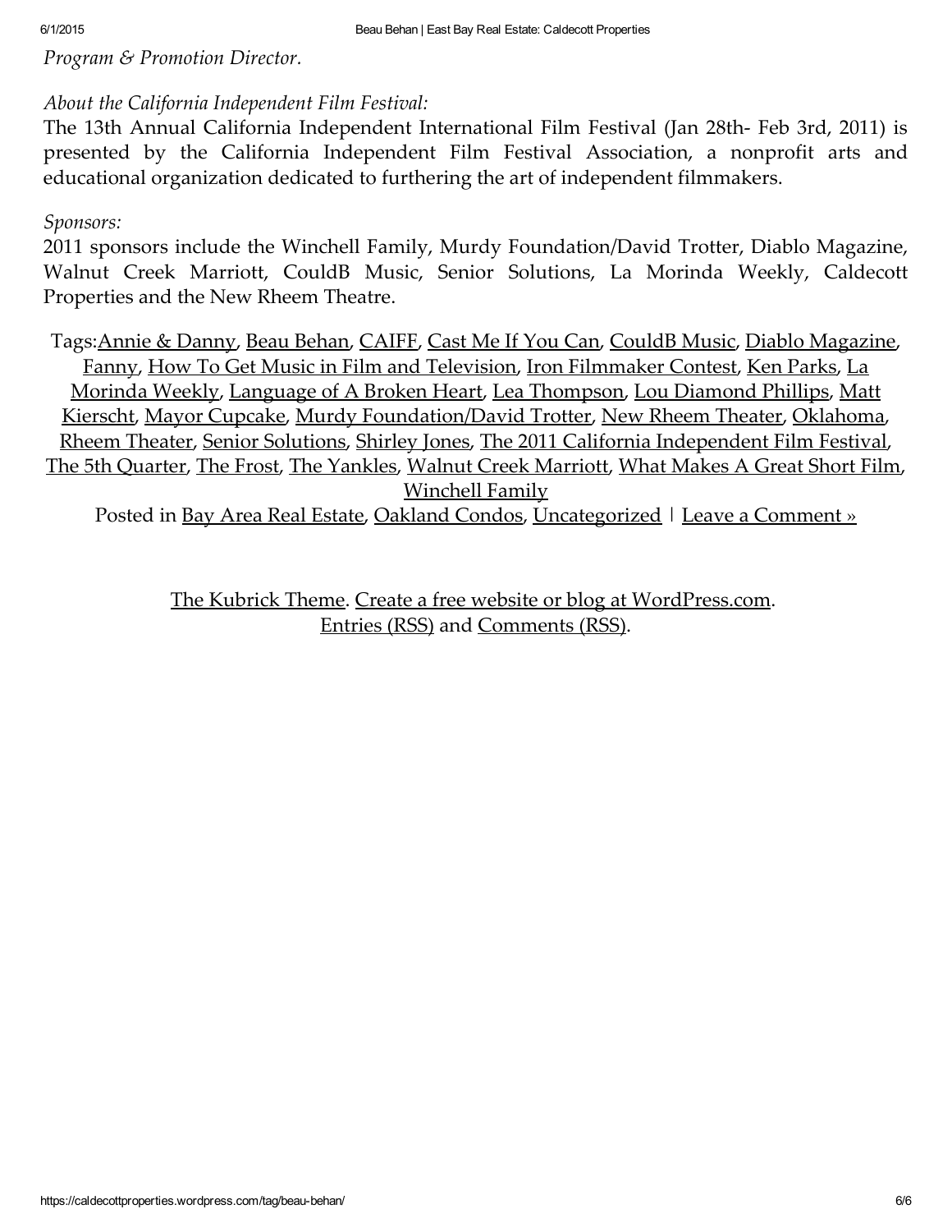*Program & Promotion Director.*

*About the California Independent Film Festival:*
The 13th Annual California Independent International Film Festival (Jan 28th- Feb 3rd, 2011) is presented by the California Independent Film Festival Association, a nonprofit arts and educational organization dedicated to furthering the art of independent filmmakers.

*Sponsors:*
2011 sponsors include the Winchell Family, Murdy Foundation/David Trotter, Diablo Magazine, Walnut Creek Marriott, CouldB Music, Senior Solutions, La Morinda Weekly, Caldecott Properties and the New Rheem Theatre.

Tags: Annie & Danny, Beau Behan, CAIFF, Cast Me If You Can, CouldB Music, Diablo Magazine, Fanny, How To Get Music in Film and Television, Iron Filmmaker Contest, Ken Parks, La Morinda Weekly, Language of A Broken Heart, Lea Thompson, Lou Diamond Phillips, Matt Kierscht, Mayor Cupcake, Murdy Foundation/David Trotter, New Rheem Theater, Oklahoma, Rheem Theater, Senior Solutions, Shirley Jones, The 2011 California Independent Film Festival, The 5th Quarter, The Frost, The Yankles, Walnut Creek Marriott, What Makes A Great Short Film, Winchell Family

Posted in Bay Area Real Estate, Oakland Condos, Uncategorized | Leave a Comment »

The Kubrick Theme. Create a free website or blog at WordPress.com.
Entries (RSS) and Comments (RSS).